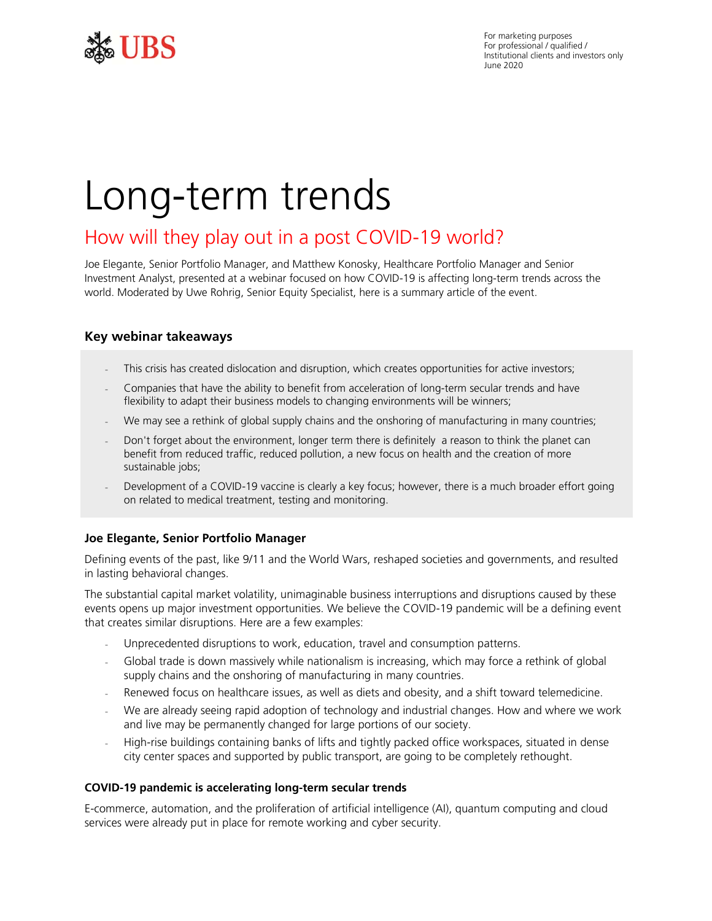For marketing purposes
For professional / qualified / Institutional clients and investors only
June 2020

# Long-term trends

## How will they play out in a post COVID-19 world?

Joe Elegante, Senior Portfolio Manager, and Matthew Konosky, Healthcare Portfolio Manager and Senior Investment Analyst, presented at a webinar focused on how COVID-19 is affecting long-term trends across the world. Moderated by Uwe Rohrig, Senior Equity Specialist, here is a summary article of the event.

### Key webinar takeaways

- This crisis has created dislocation and disruption, which creates opportunities for active investors;
- Companies that have the ability to benefit from acceleration of long-term secular trends and have flexibility to adapt their business models to changing environments will be winners;
- We may see a rethink of global supply chains and the onshoring of manufacturing in many countries;
- Don't forget about the environment, longer term there is definitely a reason to think the planet can benefit from reduced traffic, reduced pollution, a new focus on health and the creation of more sustainable jobs;
- Development of a COVID-19 vaccine is clearly a key focus; however, there is a much broader effort going on related to medical treatment, testing and monitoring.

### Joe Elegante, Senior Portfolio Manager

Defining events of the past, like 9/11 and the World Wars, reshaped societies and governments, and resulted in lasting behavioral changes.

The substantial capital market volatility, unimaginable business interruptions and disruptions caused by these events opens up major investment opportunities. We believe the COVID-19 pandemic will be a defining event that creates similar disruptions. Here are a few examples:

- Unprecedented disruptions to work, education, travel and consumption patterns.
- Global trade is down massively while nationalism is increasing, which may force a rethink of global supply chains and the onshoring of manufacturing in many countries.
- Renewed focus on healthcare issues, as well as diets and obesity, and a shift toward telemedicine.
- We are already seeing rapid adoption of technology and industrial changes. How and where we work and live may be permanently changed for large portions of our society.
- High-rise buildings containing banks of lifts and tightly packed office workspaces, situated in dense city center spaces and supported by public transport, are going to be completely rethought.

#### COVID-19 pandemic is accelerating long-term secular trends

E-commerce, automation, and the proliferation of artificial intelligence (AI), quantum computing and cloud services were already put in place for remote working and cyber security.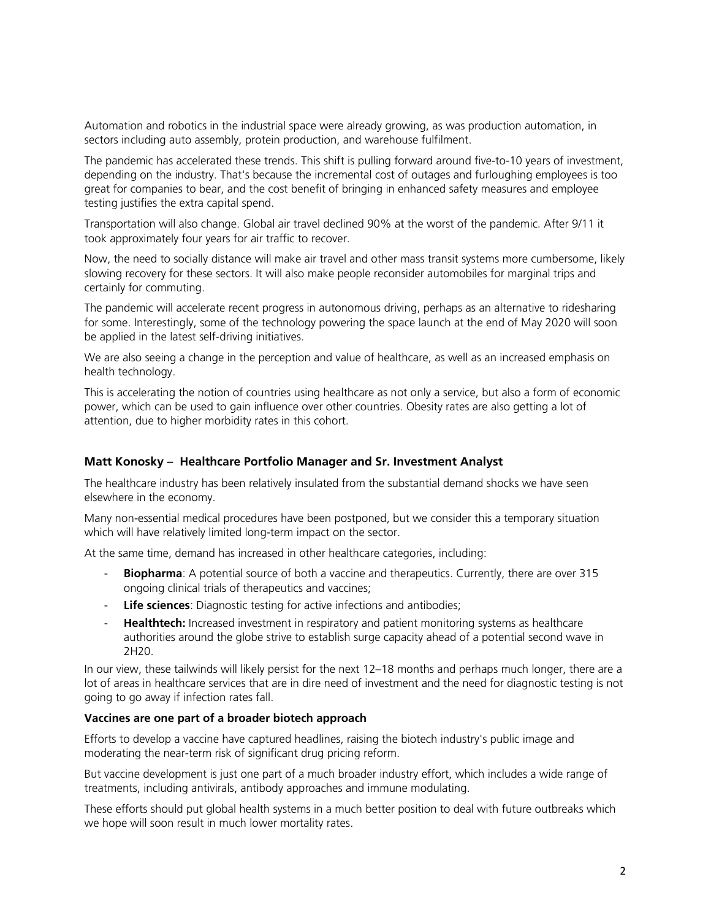Automation and robotics in the industrial space were already growing, as was production automation, in sectors including auto assembly, protein production, and warehouse fulfilment.

The pandemic has accelerated these trends. This shift is pulling forward around five-to-10 years of investment, depending on the industry. That's because the incremental cost of outages and furloughing employees is too great for companies to bear, and the cost benefit of bringing in enhanced safety measures and employee testing justifies the extra capital spend.

Transportation will also change. Global air travel declined 90% at the worst of the pandemic. After 9/11 it took approximately four years for air traffic to recover.

Now, the need to socially distance will make air travel and other mass transit systems more cumbersome, likely slowing recovery for these sectors. It will also make people reconsider automobiles for marginal trips and certainly for commuting.

The pandemic will accelerate recent progress in autonomous driving, perhaps as an alternative to ridesharing for some. Interestingly, some of the technology powering the space launch at the end of May 2020 will soon be applied in the latest self-driving initiatives.

We are also seeing a change in the perception and value of healthcare, as well as an increased emphasis on health technology.

This is accelerating the notion of countries using healthcare as not only a service, but also a form of economic power, which can be used to gain influence over other countries. Obesity rates are also getting a lot of attention, due to higher morbidity rates in this cohort.

### Matt Konosky – Healthcare Portfolio Manager and Sr. Investment Analyst

The healthcare industry has been relatively insulated from the substantial demand shocks we have seen elsewhere in the economy.

Many non-essential medical procedures have been postponed, but we consider this a temporary situation which will have relatively limited long-term impact on the sector.

At the same time, demand has increased in other healthcare categories, including:

- **Biopharma**: A potential source of both a vaccine and therapeutics. Currently, there are over 315 ongoing clinical trials of therapeutics and vaccines;
- **Life sciences**: Diagnostic testing for active infections and antibodies;
- **Healthtech:** Increased investment in respiratory and patient monitoring systems as healthcare authorities around the globe strive to establish surge capacity ahead of a potential second wave in 2H20.

In our view, these tailwinds will likely persist for the next 12–18 months and perhaps much longer, there are a lot of areas in healthcare services that are in dire need of investment and the need for diagnostic testing is not going to go away if infection rates fall.

#### Vaccines are one part of a broader biotech approach

Efforts to develop a vaccine have captured headlines, raising the biotech industry's public image and moderating the near-term risk of significant drug pricing reform.

But vaccine development is just one part of a much broader industry effort, which includes a wide range of treatments, including antivirals, antibody approaches and immune modulating.

These efforts should put global health systems in a much better position to deal with future outbreaks which we hope will soon result in much lower mortality rates.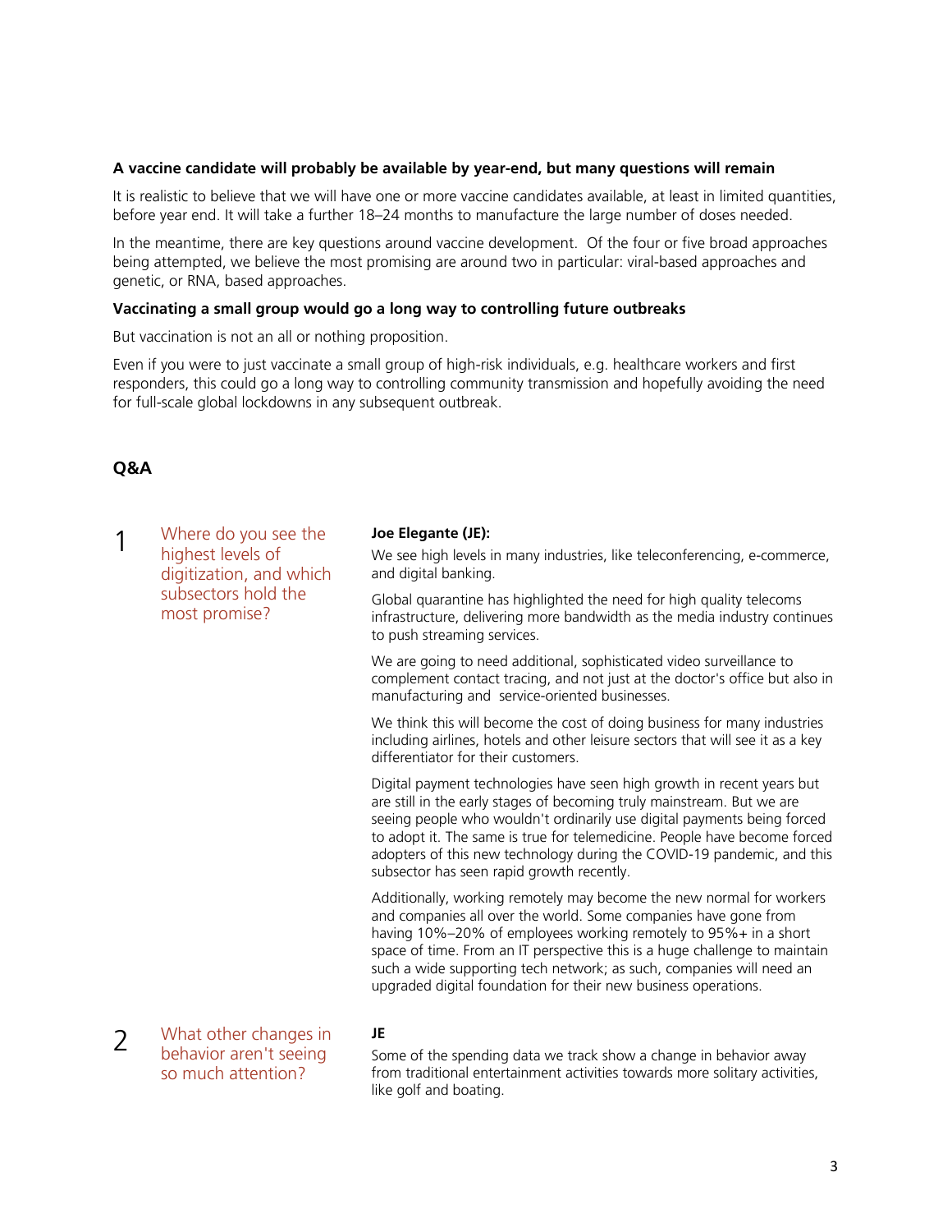**A vaccine candidate will probably be available by year-end, but many questions will remain**

It is realistic to believe that we will have one or more vaccine candidates available, at least in limited quantities, before year end. It will take a further 18–24 months to manufacture the large number of doses needed.

In the meantime, there are key questions around vaccine development. Of the four or five broad approaches being attempted, we believe the most promising are around two in particular: viral-based approaches and genetic, or RNA, based approaches.

**Vaccinating a small group would go a long way to controlling future outbreaks**

But vaccination is not an all or nothing proposition.

Even if you were to just vaccinate a small group of high-risk individuals, e.g. healthcare workers and first responders, this could go a long way to controlling community transmission and hopefully avoiding the need for full-scale global lockdowns in any subsequent outbreak.

## Q&A

### 1 Where do you see the highest levels of digitization, and which subsectors hold the most promise?

**Joe Elegante (JE):**

We see high levels in many industries, like teleconferencing, e-commerce, and digital banking.

Global quarantine has highlighted the need for high quality telecoms infrastructure, delivering more bandwidth as the media industry continues to push streaming services.

We are going to need additional, sophisticated video surveillance to complement contact tracing, and not just at the doctor's office but also in manufacturing and service-oriented businesses.

We think this will become the cost of doing business for many industries including airlines, hotels and other leisure sectors that will see it as a key differentiator for their customers.

Digital payment technologies have seen high growth in recent years but are still in the early stages of becoming truly mainstream. But we are seeing people who wouldn't ordinarily use digital payments being forced to adopt it. The same is true for telemedicine. People have become forced adopters of this new technology during the COVID-19 pandemic, and this subsector has seen rapid growth recently.

Additionally, working remotely may become the new normal for workers and companies all over the world. Some companies have gone from having 10%–20% of employees working remotely to 95%+ in a short space of time. From an IT perspective this is a huge challenge to maintain such a wide supporting tech network; as such, companies will need an upgraded digital foundation for their new business operations.

### 2 What other changes in behavior aren't seeing so much attention?

**JE**

Some of the spending data we track show a change in behavior away from traditional entertainment activities towards more solitary activities, like golf and boating.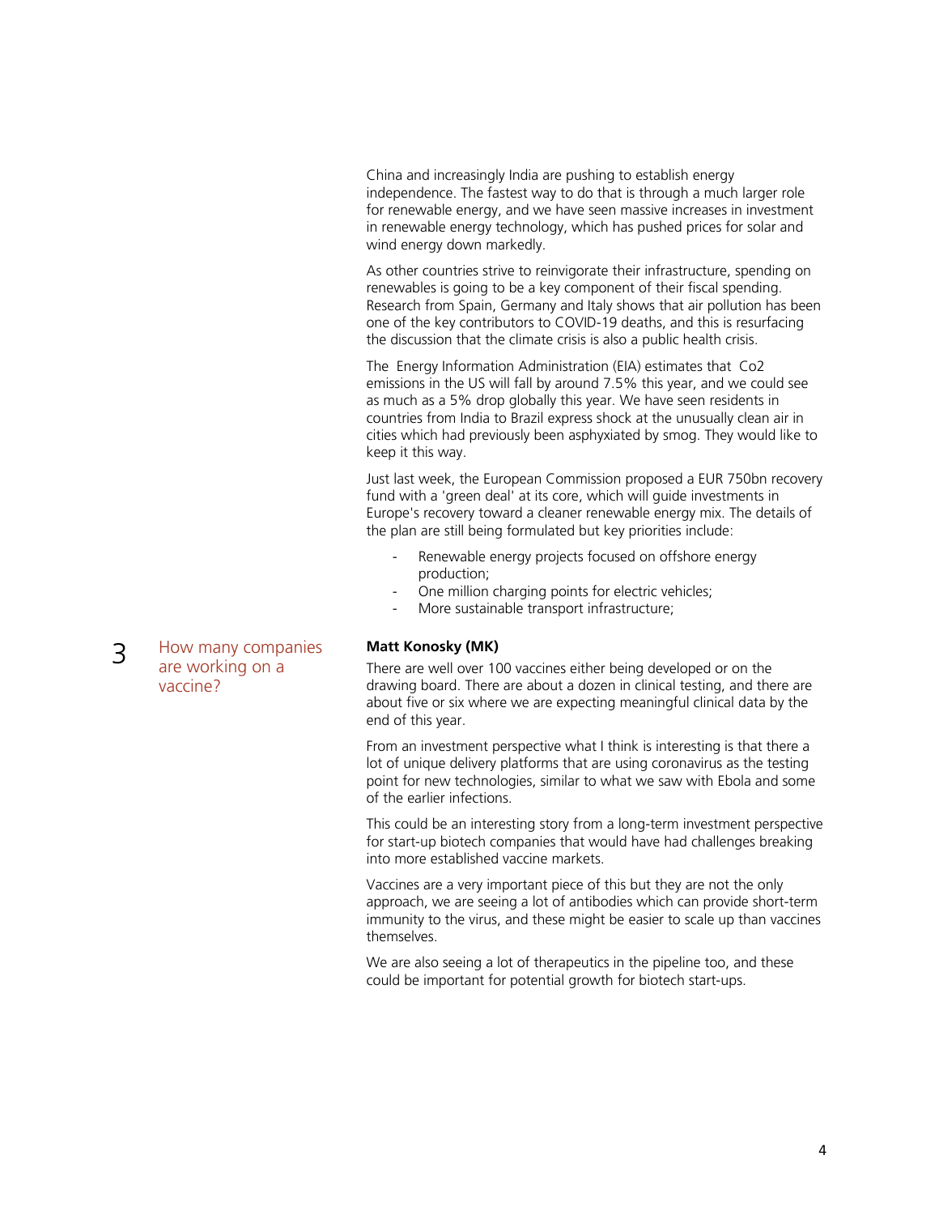China and increasingly India are pushing to establish energy independence. The fastest way to do that is through a much larger role for renewable energy, and we have seen massive increases in investment in renewable energy technology, which has pushed prices for solar and wind energy down markedly.

As other countries strive to reinvigorate their infrastructure, spending on renewables is going to be a key component of their fiscal spending. Research from Spain, Germany and Italy shows that air pollution has been one of the key contributors to COVID-19 deaths, and this is resurfacing the discussion that the climate crisis is also a public health crisis.

The Energy Information Administration (EIA) estimates that Co2 emissions in the US will fall by around 7.5% this year, and we could see as much as a 5% drop globally this year. We have seen residents in countries from India to Brazil express shock at the unusually clean air in cities which had previously been asphyxiated by smog. They would like to keep it this way.

Just last week, the European Commission proposed a EUR 750bn recovery fund with a 'green deal' at its core, which will guide investments in Europe's recovery toward a cleaner renewable energy mix. The details of the plan are still being formulated but key priorities include:

- Renewable energy projects focused on offshore energy production;
- One million charging points for electric vehicles;
- More sustainable transport infrastructure;

## 3 How many companies are working on a vaccine?

**Matt Konosky (MK)**

There are well over 100 vaccines either being developed or on the drawing board. There are about a dozen in clinical testing, and there are about five or six where we are expecting meaningful clinical data by the end of this year.

From an investment perspective what I think is interesting is that there a lot of unique delivery platforms that are using coronavirus as the testing point for new technologies, similar to what we saw with Ebola and some of the earlier infections.

This could be an interesting story from a long-term investment perspective for start-up biotech companies that would have had challenges breaking into more established vaccine markets.

Vaccines are a very important piece of this but they are not the only approach, we are seeing a lot of antibodies which can provide short-term immunity to the virus, and these might be easier to scale up than vaccines themselves.

We are also seeing a lot of therapeutics in the pipeline too, and these could be important for potential growth for biotech start-ups.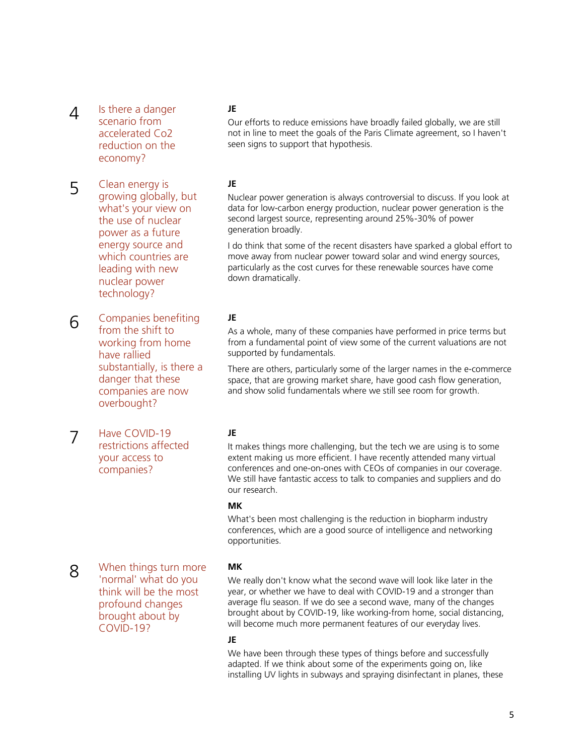## 4 Is there a danger scenario from accelerated Co2 reduction on the economy?

**JE**

Our efforts to reduce emissions have broadly failed globally, we are still not in line to meet the goals of the Paris Climate agreement, so I haven't seen signs to support that hypothesis.

## 5 Clean energy is growing globally, but what's your view on the use of nuclear power as a future energy source and which countries are leading with new nuclear power technology?

**JE**

Nuclear power generation is always controversial to discuss. If you look at data for low-carbon energy production, nuclear power generation is the second largest source, representing around 25%-30% of power generation broadly.

I do think that some of the recent disasters have sparked a global effort to move away from nuclear power toward solar and wind energy sources, particularly as the cost curves for these renewable sources have come down dramatically.

## 6 Companies benefiting from the shift to working from home have rallied substantially, is there a danger that these companies are now overbought?

**JE**

As a whole, many of these companies have performed in price terms but from a fundamental point of view some of the current valuations are not supported by fundamentals.

There are others, particularly some of the larger names in the e-commerce space, that are growing market share, have good cash flow generation, and show solid fundamentals where we still see room for growth.

## 7 Have COVID-19 restrictions affected your access to companies?

**JE**

It makes things more challenging, but the tech we are using is to some extent making us more efficient. I have recently attended many virtual conferences and one-on-ones with CEOs of companies in our coverage. We still have fantastic access to talk to companies and suppliers and do our research.

**MK**

What's been most challenging is the reduction in biopharm industry conferences, which are a good source of intelligence and networking opportunities.

## 8 When things turn more 'normal' what do you think will be the most profound changes brought about by COVID-19?

**MK**

We really don't know what the second wave will look like later in the year, or whether we have to deal with COVID-19 and a stronger than average flu season. If we do see a second wave, many of the changes brought about by COVID-19, like working-from home, social distancing, will become much more permanent features of our everyday lives.

**JE**

We have been through these types of things before and successfully adapted. If we think about some of the experiments going on, like installing UV lights in subways and spraying disinfectant in planes, these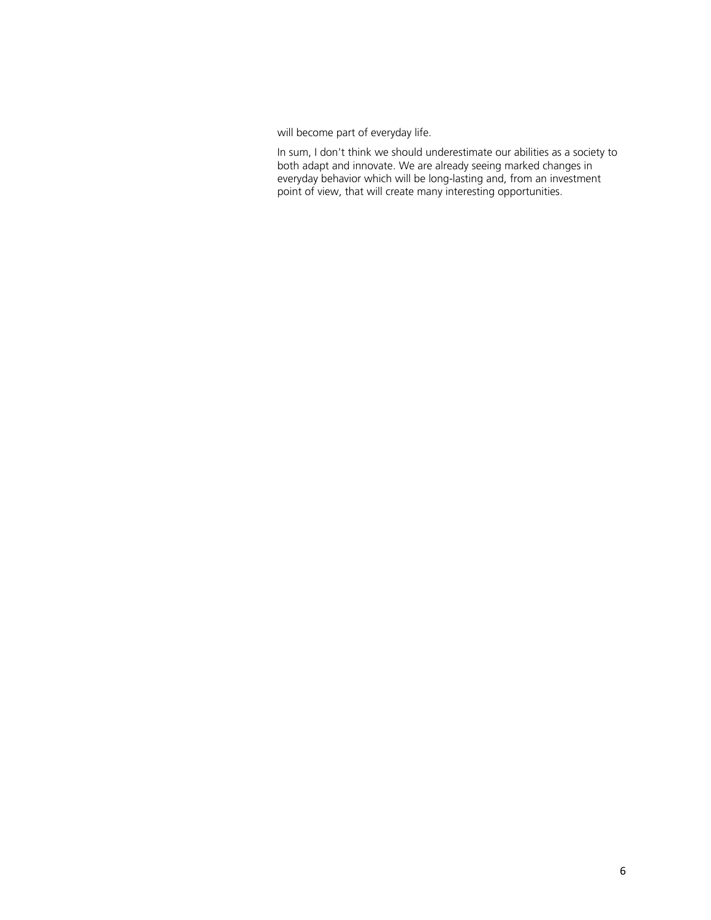will become part of everyday life.

In sum, I don't think we should underestimate our abilities as a society to both adapt and innovate. We are already seeing marked changes in everyday behavior which will be long-lasting and, from an investment point of view, that will create many interesting opportunities.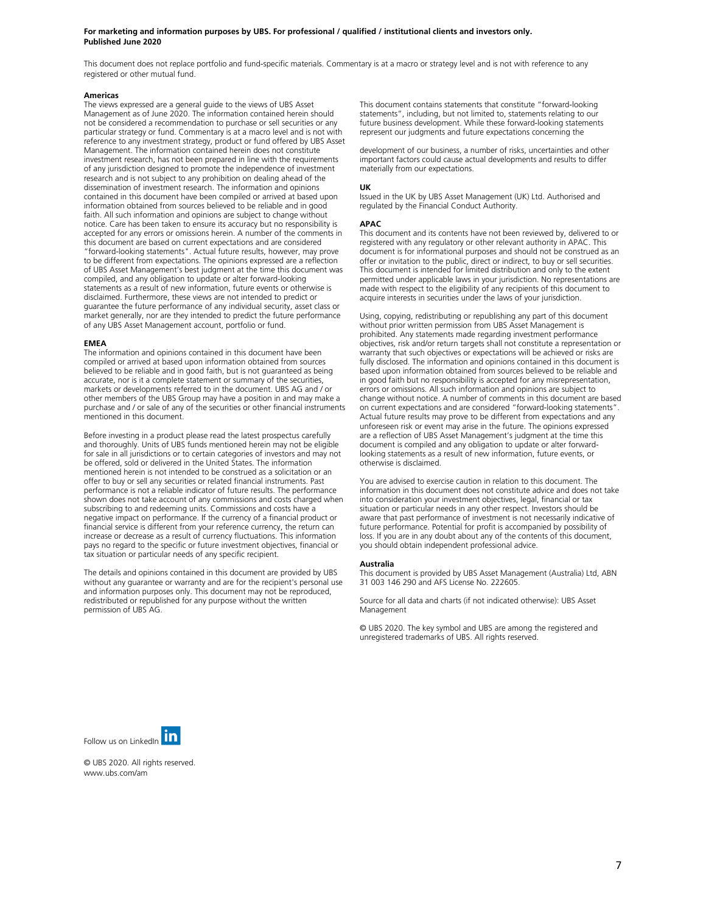**For marketing and information purposes by UBS. For professional / qualified / institutional clients and investors only.**
**Published June 2020**

This document does not replace portfolio and fund-specific materials. Commentary is at a macro or strategy level and is not with reference to any registered or other mutual fund.

**Americas**
The views expressed are a general guide to the views of UBS Asset Management as of June 2020. The information contained herein should not be considered a recommendation to purchase or sell securities or any particular strategy or fund. Commentary is at a macro level and is not with reference to any investment strategy, product or fund offered by UBS Asset Management. The information contained herein does not constitute investment research, has not been prepared in line with the requirements of any jurisdiction designed to promote the independence of investment research and is not subject to any prohibition on dealing ahead of the dissemination of investment research. The information and opinions contained in this document have been compiled or arrived at based upon information obtained from sources believed to be reliable and in good faith. All such information and opinions are subject to change without notice. Care has been taken to ensure its accuracy but no responsibility is accepted for any errors or omissions herein. A number of the comments in this document are based on current expectations and are considered "forward-looking statements". Actual future results, however, may prove to be different from expectations. The opinions expressed are a reflection of UBS Asset Management's best judgment at the time this document was compiled, and any obligation to update or alter forward-looking statements as a result of new information, future events or otherwise is disclaimed. Furthermore, these views are not intended to predict or guarantee the future performance of any individual security, asset class or market generally, nor are they intended to predict the future performance of any UBS Asset Management account, portfolio or fund.

**EMEA**
The information and opinions contained in this document have been compiled or arrived at based upon information obtained from sources believed to be reliable and in good faith, but is not guaranteed as being accurate, nor is it a complete statement or summary of the securities, markets or developments referred to in the document. UBS AG and / or other members of the UBS Group may have a position in and may make a purchase and / or sale of any of the securities or other financial instruments mentioned in this document.

Before investing in a product please read the latest prospectus carefully and thoroughly. Units of UBS funds mentioned herein may not be eligible for sale in all jurisdictions or to certain categories of investors and may not be offered, sold or delivered in the United States. The information mentioned herein is not intended to be construed as a solicitation or an offer to buy or sell any securities or related financial instruments. Past performance is not a reliable indicator of future results. The performance shown does not take account of any commissions and costs charged when subscribing to and redeeming units. Commissions and costs have a negative impact on performance. If the currency of a financial product or financial service is different from your reference currency, the return can increase or decrease as a result of currency fluctuations. This information pays no regard to the specific or future investment objectives, financial or tax situation or particular needs of any specific recipient.

The details and opinions contained in this document are provided by UBS without any guarantee or warranty and are for the recipient's personal use and information purposes only. This document may not be reproduced, redistributed or republished for any purpose without the written permission of UBS AG.

This document contains statements that constitute "forward-looking statements", including, but not limited to, statements relating to our future business development. While these forward-looking statements represent our judgments and future expectations concerning the development of our business, a number of risks, uncertainties and other important factors could cause actual developments and results to differ materially from our expectations.

**UK**
Issued in the UK by UBS Asset Management (UK) Ltd. Authorised and regulated by the Financial Conduct Authority.

**APAC**
This document and its contents have not been reviewed by, delivered to or registered with any regulatory or other relevant authority in APAC. This document is for informational purposes and should not be construed as an offer or invitation to the public, direct or indirect, to buy or sell securities. This document is intended for limited distribution and only to the extent permitted under applicable laws in your jurisdiction. No representations are made with respect to the eligibility of any recipients of this document to acquire interests in securities under the laws of your jurisdiction.

Using, copying, redistributing or republishing any part of this document without prior written permission from UBS Asset Management is prohibited. Any statements made regarding investment performance objectives, risk and/or return targets shall not constitute a representation or warranty that such objectives or expectations will be achieved or risks are fully disclosed. The information and opinions contained in this document is based upon information obtained from sources believed to be reliable and in good faith but no responsibility is accepted for any misrepresentation, errors or omissions. All such information and opinions are subject to change without notice. A number of comments in this document are based on current expectations and are considered "forward-looking statements". Actual future results may prove to be different from expectations and any unforeseen risk or event may arise in the future. The opinions expressed are a reflection of UBS Asset Management's judgment at the time this document is compiled and any obligation to update or alter forward-looking statements as a result of new information, future events, or otherwise is disclaimed.

You are advised to exercise caution in relation to this document. The information in this document does not constitute advice and does not take into consideration your investment objectives, legal, financial or tax situation or particular needs in any other respect. Investors should be aware that past performance of investment is not necessarily indicative of future performance. Potential for profit is accompanied by possibility of loss. If you are in any doubt about any of the contents of this document, you should obtain independent professional advice.

**Australia**
This document is provided by UBS Asset Management (Australia) Ltd, ABN 31 003 146 290 and AFS License No. 222605.

Source for all data and charts (if not indicated otherwise): UBS Asset Management

© UBS 2020. The key symbol and UBS are among the registered and unregistered trademarks of UBS. All rights reserved.

Follow us on LinkedIn

© UBS 2020. All rights reserved.
www.ubs.com/am